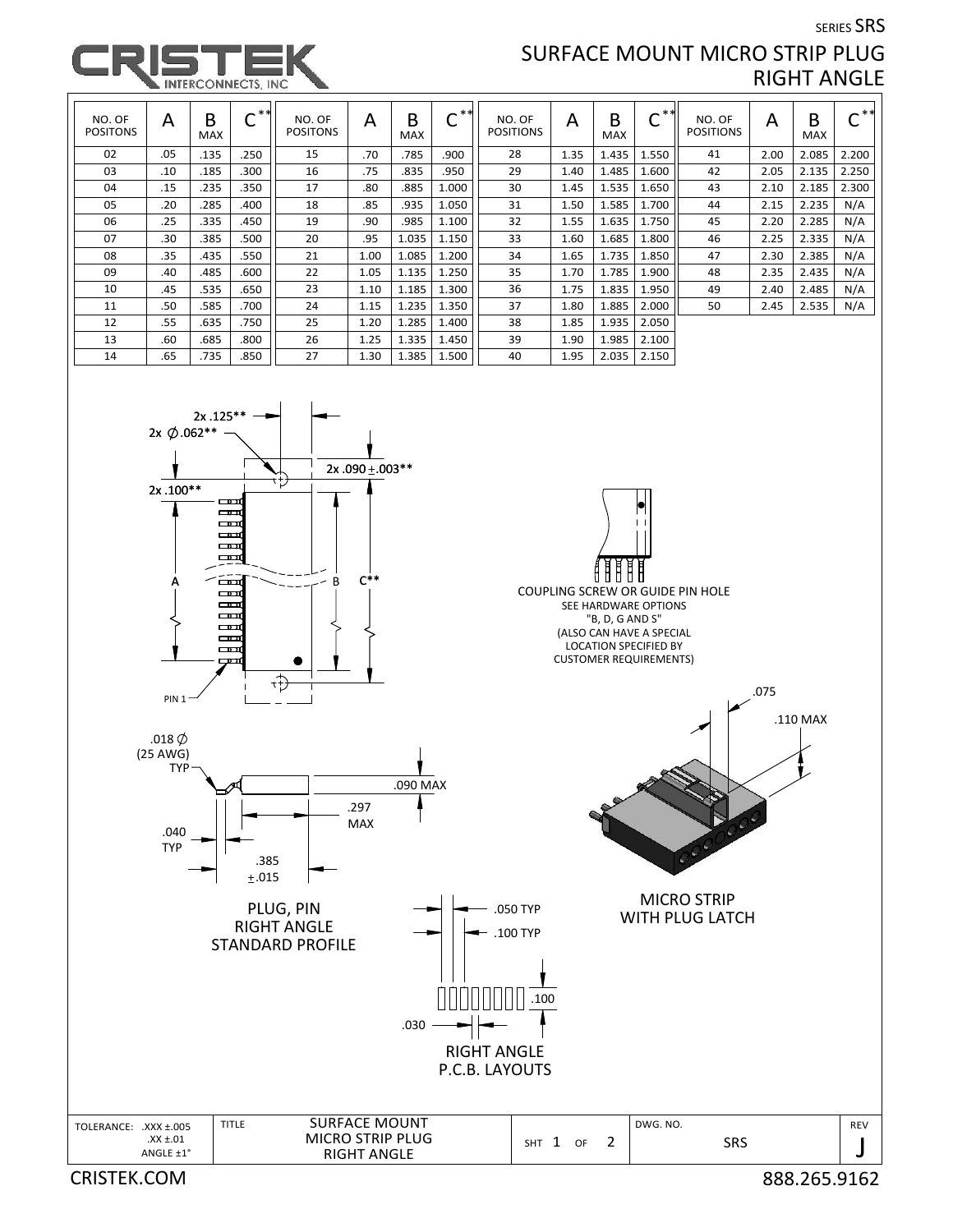SERIES SRS

# SURFACE MOUNT MICRO STRIP PLUG RIGHT ANGLE

CRISTEK INTERCONNECTS, INC

| NO. OF POSITONS | A | B MAX | C** | NO. OF POSITONS | A | B MAX | C** | NO. OF POSITIONS | A | B MAX | C** | NO. OF POSITIONS | A | B MAX | C** |
|---|---|---|---|---|---|---|---|---|---|---|---|---|---|---|---|
| 02 | .05 | .135 | .250 | 15 | .70 | .785 | .900 | 28 | 1.35 | 1.435 | 1.550 | 41 | 2.00 | 2.085 | 2.200 |
| 03 | .10 | .185 | .300 | 16 | .75 | .835 | .950 | 29 | 1.40 | 1.485 | 1.600 | 42 | 2.05 | 2.135 | 2.250 |
| 04 | .15 | .235 | .350 | 17 | .80 | .885 | 1.000 | 30 | 1.45 | 1.535 | 1.650 | 43 | 2.10 | 2.185 | 2.300 |
| 05 | .20 | .285 | .400 | 18 | .85 | .935 | 1.050 | 31 | 1.50 | 1.585 | 1.700 | 44 | 2.15 | 2.235 | N/A |
| 06 | .25 | .335 | .450 | 19 | .90 | .985 | 1.100 | 32 | 1.55 | 1.635 | 1.750 | 45 | 2.20 | 2.285 | N/A |
| 07 | .30 | .385 | .500 | 20 | .95 | 1.035 | 1.150 | 33 | 1.60 | 1.685 | 1.800 | 46 | 2.25 | 2.335 | N/A |
| 08 | .35 | .435 | .550 | 21 | 1.00 | 1.085 | 1.200 | 34 | 1.65 | 1.735 | 1.850 | 47 | 2.30 | 2.385 | N/A |
| 09 | .40 | .485 | .600 | 22 | 1.05 | 1.135 | 1.250 | 35 | 1.70 | 1.785 | 1.900 | 48 | 2.35 | 2.435 | N/A |
| 10 | .45 | .535 | .650 | 23 | 1.10 | 1.185 | 1.300 | 36 | 1.75 | 1.835 | 1.950 | 49 | 2.40 | 2.485 | N/A |
| 11 | .50 | .585 | .700 | 24 | 1.15 | 1.235 | 1.350 | 37 | 1.80 | 1.885 | 2.000 | 50 | 2.45 | 2.535 | N/A |
| 12 | .55 | .635 | .750 | 25 | 1.20 | 1.285 | 1.400 | 38 | 1.85 | 1.935 | 2.050 | | | | |
| 13 | .60 | .685 | .800 | 26 | 1.25 | 1.335 | 1.450 | 39 | 1.90 | 1.985 | 2.100 | | | | |
| 14 | .65 | .735 | .850 | 27 | 1.30 | 1.385 | 1.500 | 40 | 1.95 | 2.035 | 2.150 | | | | |

2x .125**
2x ∅.062**
2x .090 ±.003**
2x .100**
A
B
C**
PIN 1

COUPLING SCREW OR GUIDE PIN HOLE
SEE HARDWARE OPTIONS
"B, D, G AND S"
(ALSO CAN HAVE A SPECIAL LOCATION SPECIFIED BY CUSTOMER REQUIREMENTS)

.018 ∅ (25 AWG) TYP
.090 MAX
.297 MAX
.040 TYP
.385 ±.015

PLUG, PIN RIGHT ANGLE STANDARD PROFILE

.075
.110 MAX

MICRO STRIP WITH PLUG LATCH

.050 TYP
.100 TYP
.100
.030

RIGHT ANGLE P.C.B. LAYOUTS

| | | | | |
|---|---|---|---|---|
| TOLERANCE: .XXX ±.005 .XX ±.01 ANGLE ±1° | TITLE SURFACE MOUNT MICRO STRIP PLUG RIGHT ANGLE | SHT 1 OF 2 | DWG. NO. SRS | REV J |

CRISTEK.COM
888.265.9162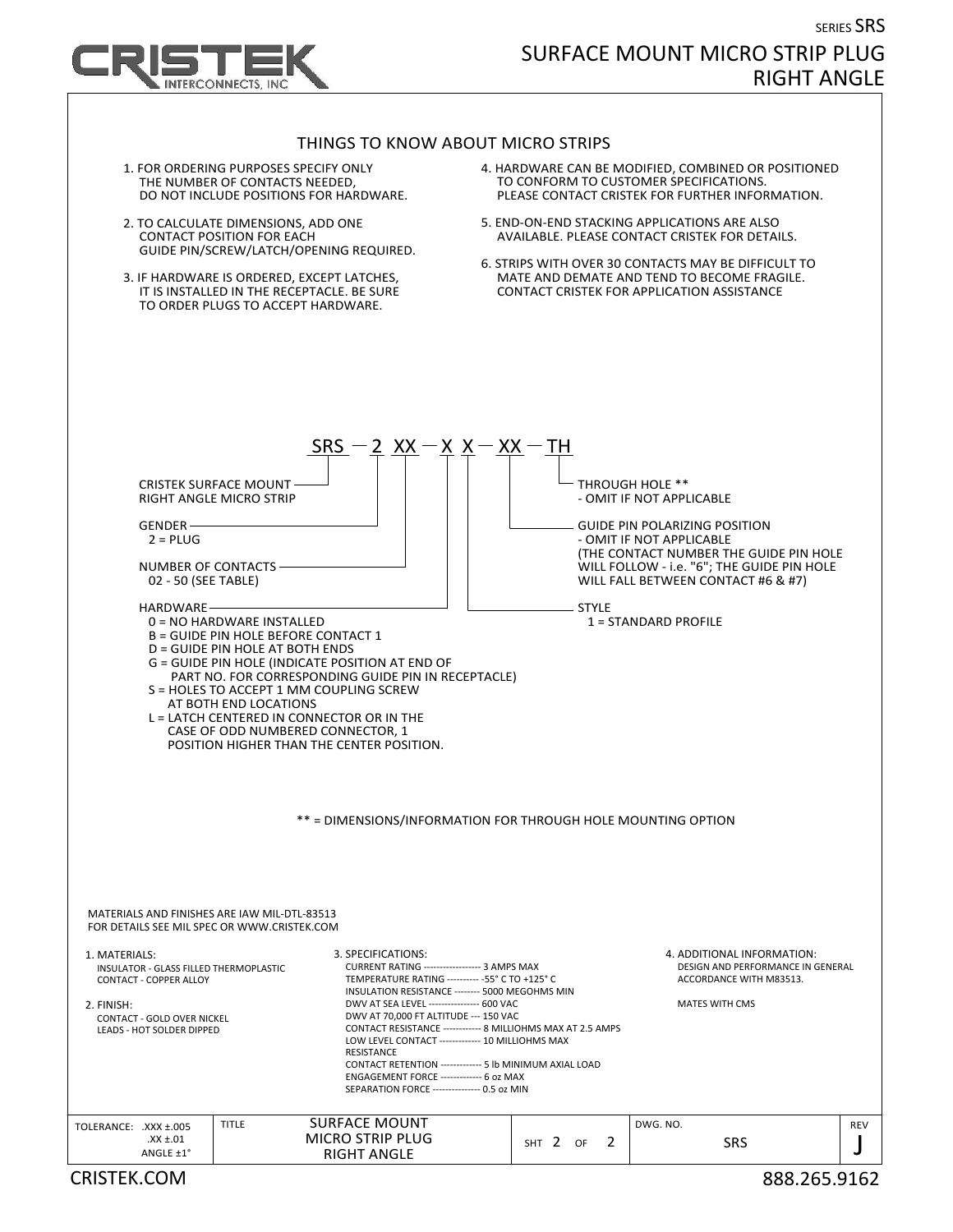SERIES SRS

# SURFACE MOUNT MICRO STRIP PLUG RIGHT ANGLE

## THINGS TO KNOW ABOUT MICRO STRIPS

1. FOR ORDERING PURPOSES SPECIFY ONLY THE NUMBER OF CONTACTS NEEDED, DO NOT INCLUDE POSITIONS FOR HARDWARE.
2. TO CALCULATE DIMENSIONS, ADD ONE CONTACT POSITION FOR EACH GUIDE PIN/SCREW/LATCH/OPENING REQUIRED.
3. IF HARDWARE IS ORDERED, EXCEPT LATCHES, IT IS INSTALLED IN THE RECEPTACLE. BE SURE TO ORDER PLUGS TO ACCEPT HARDWARE.
4. HARDWARE CAN BE MODIFIED, COMBINED OR POSITIONED TO CONFORM TO CUSTOMER SPECIFICATIONS. PLEASE CONTACT CRISTEK FOR FURTHER INFORMATION.
5. END-ON-END STACKING APPLICATIONS ARE ALSO AVAILABLE. PLEASE CONTACT CRISTEK FOR DETAILS.
6. STRIPS WITH OVER 30 CONTACTS MAY BE DIFFICULT TO MATE AND DEMATE AND TEND TO BECOME FRAGILE. CONTACT CRISTEK FOR APPLICATION ASSISTANCE

SRS – 2 XX – X X – XX – TH

- CRISTEK SURFACE MOUNT RIGHT ANGLE MICRO STRIP
- GENDER
  - 2 = PLUG
- NUMBER OF CONTACTS
  - 02 - 50 (SEE TABLE)
- HARDWARE
  - 0 = NO HARDWARE INSTALLED
  - B = GUIDE PIN HOLE BEFORE CONTACT 1
  - D = GUIDE PIN HOLE AT BOTH ENDS
  - G = GUIDE PIN HOLE (INDICATE POSITION AT END OF PART NO. FOR CORRESPONDING GUIDE PIN IN RECEPTACLE)
  - S = HOLES TO ACCEPT 1 MM COUPLING SCREW AT BOTH END LOCATIONS
  - L = LATCH CENTERED IN CONNECTOR OR IN THE CASE OF ODD NUMBERED CONNECTOR, 1 POSITION HIGHER THAN THE CENTER POSITION.
- STYLE
  - 1 = STANDARD PROFILE
- GUIDE PIN POLARIZING POSITION
  - OMIT IF NOT APPLICABLE (THE CONTACT NUMBER THE GUIDE PIN HOLE WILL FOLLOW - i.e. "6"; THE GUIDE PIN HOLE WILL FALL BETWEEN CONTACT #6 & #7)
- THROUGH HOLE **
  - OMIT IF NOT APPLICABLE

** = DIMENSIONS/INFORMATION FOR THROUGH HOLE MOUNTING OPTION

MATERIALS AND FINISHES ARE IAW MIL-DTL-83513
FOR DETAILS SEE MIL SPEC OR WWW.CRISTEK.COM

1. MATERIALS:
   - INSULATOR - GLASS FILLED THERMOPLASTIC
   - CONTACT - COPPER ALLOY
2. FINISH:
   - CONTACT - GOLD OVER NICKEL
   - LEADS - HOT SOLDER DIPPED
3. SPECIFICATIONS:
   - CURRENT RATING ------------------ 3 AMPS MAX
   - TEMPERATURE RATING ---------- -55° C TO +125° C
   - INSULATION RESISTANCE -------- 5000 MEGOHMS MIN
   - DWV AT SEA LEVEL ---------------- 600 VAC
   - DWV AT 70,000 FT ALTITUDE --- 150 VAC
   - CONTACT RESISTANCE ------------ 8 MILLIOHMS MAX AT 2.5 AMPS
   - LOW LEVEL CONTACT RESISTANCE ------------- 10 MILLIOHMS MAX
   - CONTACT RETENTION ------------- 5 lb MINIMUM AXIAL LOAD
   - ENGAGEMENT FORCE ------------- 6 oz MAX
   - SEPARATION FORCE --------------- 0.5 oz MIN
4. ADDITIONAL INFORMATION:
   - DESIGN AND PERFORMANCE IN GENERAL ACCORDANCE WITH M83513.
   - MATES WITH CMS

| | | | | |
|---|---|---|---|---|
| TOLERANCE: .XXX ±.005<br>.XX ±.01<br>ANGLE ±1° | TITLE: SURFACE MOUNT MICRO STRIP PLUG RIGHT ANGLE | SHT 2 OF 2 | DWG. NO. SRS | REV J |

CRISTEK.COM

888.265.9162